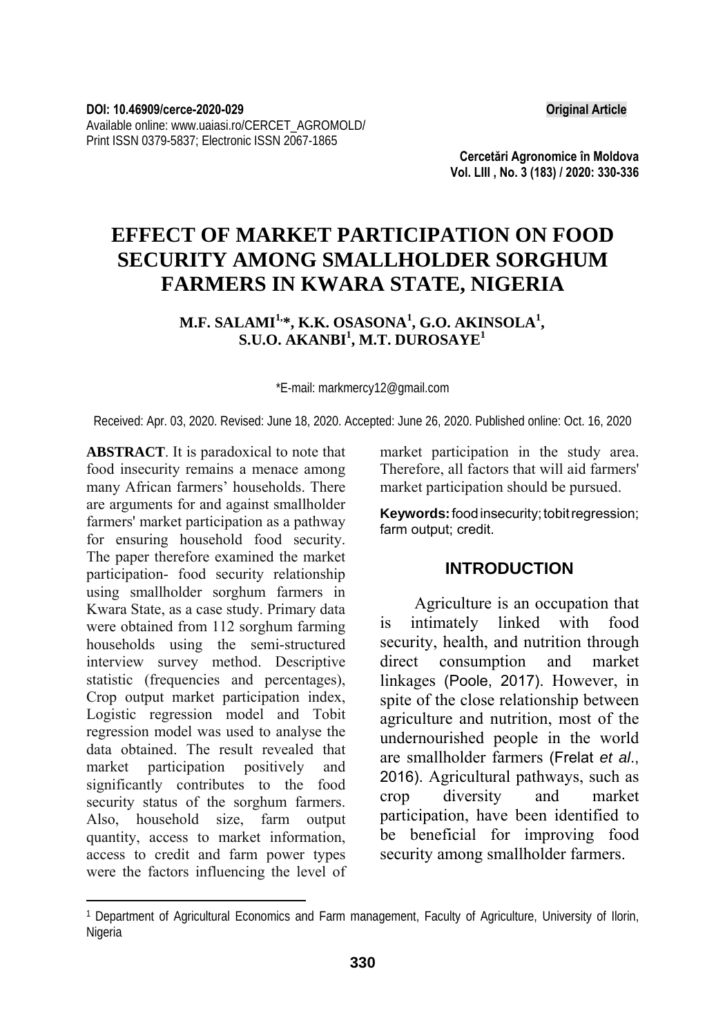DOI: 10.46909/cerce-2020-029

**Original Article**

Available online: www.uaiasi.ro/CERCET_AGROMOLD/
Print ISSN 0379-5837; Electronic ISSN 2067-1865

# EFFECT OF MARKET PARTICIPATION ON FOOD SECURITY AMONG SMALLHOLDER SORGHUM FARMERS IN KWARA STATE, NIGERIA

**M.F. SALAMI[1,*], K.K. OSASONA[1], G.O. AKINSOLA[1], S.U.O. AKANBI[1], M.T. DUROSAYE[1]**

*E-mail: markmercy12@gmail.com

Received: Apr. 03, 2020. Revised: June 18, 2020. Accepted: June 26, 2020. Published online: Oct. 16, 2020

**ABSTRACT**. It is paradoxical to note that food insecurity remains a menace among many African farmers' households. There are arguments for and against smallholder farmers' market participation as a pathway for ensuring household food security. The paper therefore examined the market participation- food security relationship using smallholder sorghum farmers in Kwara State, as a case study. Primary data were obtained from 112 sorghum farming households using the semi-structured interview survey method. Descriptive statistic (frequencies and percentages), Crop output market participation index, Logistic regression model and Tobit regression model was used to analyse the data obtained. The result revealed that market participation positively and significantly contributes to the food security status of the sorghum farmers. Also, household size, farm output quantity, access to market information, access to credit and farm power types were the factors influencing the level of market participation in the study area. Therefore, all factors that will aid farmers' market participation should be pursued.

**Keywords:** food insecurity; tobit regression; farm output; credit.

## INTRODUCTION

Agriculture is an occupation that is intimately linked with food security, health, and nutrition through direct consumption and market linkages (Poole, 2017). However, in spite of the close relationship between agriculture and nutrition, most of the undernourished people in the world are smallholder farmers (Frelat *et al.*, 2016). Agricultural pathways, such as crop diversity and market participation, have been identified to be beneficial for improving food security among smallholder farmers.

---

[1] Department of Agricultural Economics and Farm management, Faculty of Agriculture, University of Ilorin, Nigeria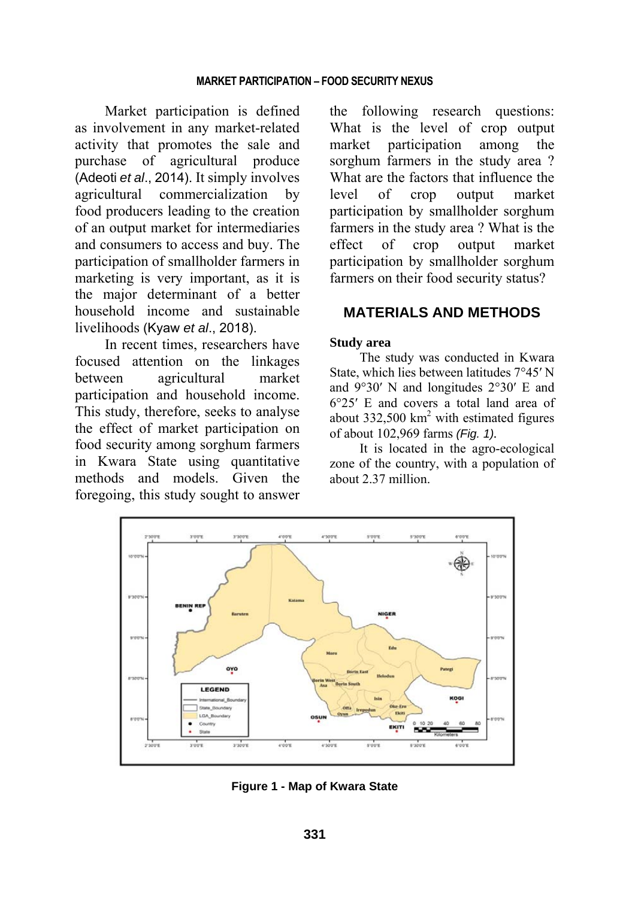Market participation is defined as involvement in any market-related activity that promotes the sale and purchase of agricultural produce (Adeoti *et al*., 2014). It simply involves agricultural commercialization by food producers leading to the creation of an output market for intermediaries and consumers to access and buy. The participation of smallholder farmers in marketing is very important, as it is the major determinant of a better household income and sustainable livelihoods (Kyaw *et al*., 2018).

In recent times, researchers have focused attention on the linkages between agricultural market participation and household income. This study, therefore, seeks to analyse the effect of market participation on food security among sorghum farmers in Kwara State using quantitative methods and models. Given the foregoing, this study sought to answer the following research questions: What is the level of crop output market participation among the sorghum farmers in the study area ? What are the factors that influence the level of crop output market participation by smallholder sorghum farmers in the study area ? What is the effect of crop output market participation by smallholder sorghum farmers on their food security status?

## MATERIALS AND METHODS

### Study area

The study was conducted in Kwara State, which lies between latitudes 7°45′ N and 9°30′ N and longitudes 2°30′ E and 6°25′ E and covers a total land area of about 332,500 km$^2$ with estimated figures of about 102,969 farms *(Fig. 1)*.

It is located in the agro-ecological zone of the country, with a population of about 2.37 million.

**Figure 1 - Map of Kwara State**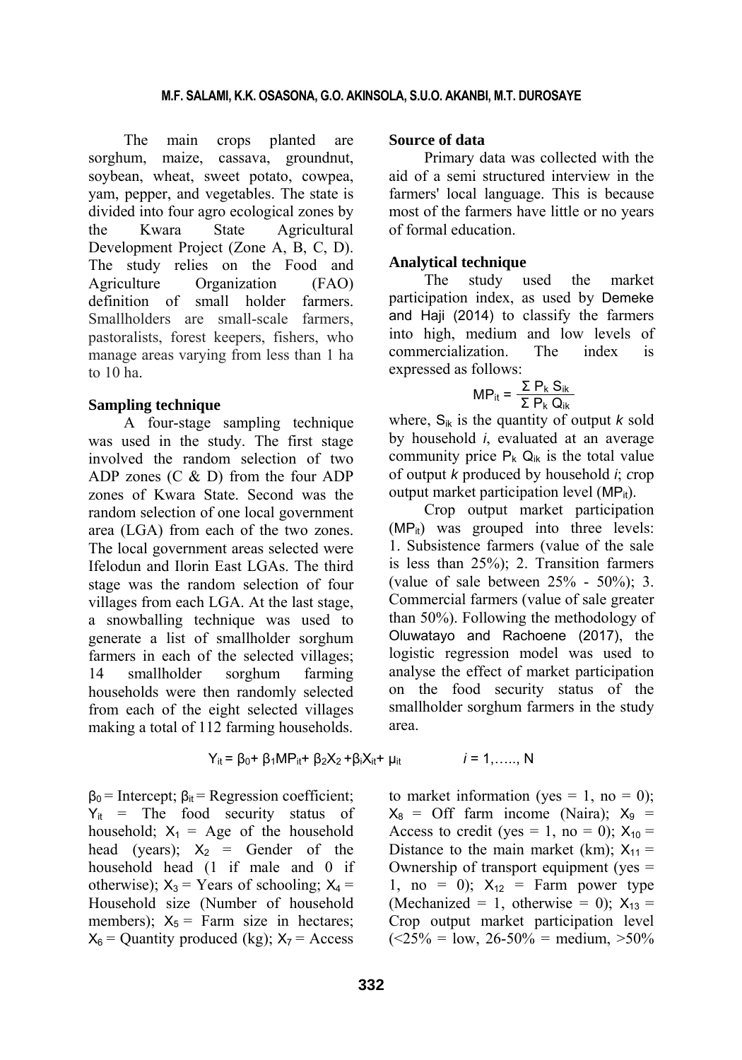The main crops planted are sorghum, maize, cassava, groundnut, soybean, wheat, sweet potato, cowpea, yam, pepper, and vegetables. The state is divided into four agro ecological zones by the Kwara State Agricultural Development Project (Zone A, B, C, D). The study relies on the Food and Agriculture Organization (FAO) definition of small holder farmers. Smallholders are small-scale farmers, pastoralists, forest keepers, fishers, who manage areas varying from less than 1 ha to 10 ha.

**Sampling technique**

A four-stage sampling technique was used in the study. The first stage involved the random selection of two ADP zones (C & D) from the four ADP zones of Kwara State. Second was the random selection of one local government area (LGA) from each of the two zones. The local government areas selected were Ifelodun and Ilorin East LGAs. The third stage was the random selection of four villages from each LGA. At the last stage, a snowballing technique was used to generate a list of smallholder sorghum farmers in each of the selected villages; 14 smallholder sorghum farming households were then randomly selected from each of the eight selected villages making a total of 112 farming households.

**Source of data**

Primary data was collected with the aid of a semi structured interview in the farmers' local language. This is because most of the farmers have little or no years of formal education.

**Analytical technique**

The study used the market participation index, as used by Demeke and Haji (2014) to classify the farmers into high, medium and low levels of commercialization. The index is expressed as follows:

$$MP_{it} = \frac{\Sigma\, P_k\, S_{ik}}{\Sigma\, P_k\, Q_{ik}}$$

where, $S_{ik}$ is the quantity of output *k* sold by household *i*, evaluated at an average community price $P_k$ $Q_{ik}$ is the total value of output *k* produced by household *i*; *c*rop output market participation level ($MP_{it}$).

Crop output market participation ($MP_{it}$) was grouped into three levels: 1. Subsistence farmers (value of the sale is less than 25%); 2. Transition farmers (value of sale between 25% - 50%); 3. Commercial farmers (value of sale greater than 50%). Following the methodology of Oluwatayo and Rachoene (2017), the logistic regression model was used to analyse the effect of market participation on the food security status of the smallholder sorghum farmers in the study area.

$$Y_{it} = \beta_0 + \beta_1 MP_{it} + \beta_2 X_2 + \beta_i X_{it} + \mu_{it} \qquad i = 1, \ldots, N$$

$\beta_0$ = Intercept; $\beta_{it}$ = Regression coefficient; $Y_{it}$ = The food security status of household; $X_1$ = Age of the household head (years); $X_2$ = Gender of the household head (1 if male and 0 if otherwise); $X_3$ = Years of schooling; $X_4$ = Household size (Number of household members); $X_5$ = Farm size in hectares; $X_6$ = Quantity produced (kg); $X_7$ = Access to market information (yes = 1, no = 0); $X_8$ = Off farm income (Naira); $X_9$ = Access to credit (yes = 1, no = 0); $X_{10}$ = Distance to the main market (km); $X_{11}$ = Ownership of transport equipment (yes = 1, no = 0); $X_{12}$ = Farm power type (Mechanized = 1, otherwise = 0); $X_{13}$ = Crop output market participation level (<25% = low, 26-50% = medium, >50%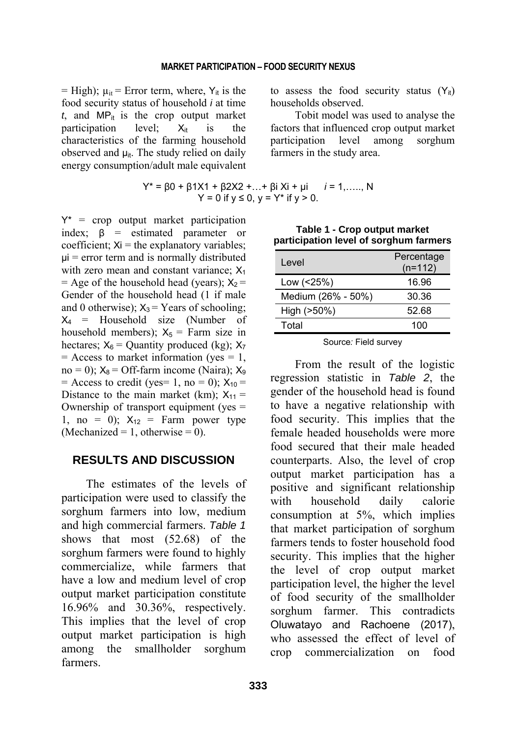= High); $\mu_{it}$ = Error term, where, $Y_{it}$ is the food security status of household *i* at time *t*, and $MP_{it}$ is the crop output market participation level; $X_{it}$ is the characteristics of the farming household observed and $\mu_{it}$. The study relied on daily energy consumption/adult male equivalent to assess the food security status ($Y_{it}$) households observed.

Tobit model was used to analyse the factors that influenced crop output market participation level among sorghum farmers in the study area.

$$Y^* = \beta 0 + \beta 1X1 + \beta 2X2 + \ldots + \beta i\, Xi + \mu i \qquad i = 1, \ldots, N$$
$$Y = 0 \text{ if } y \leq 0,\ y = Y^* \text{ if } y > 0.$$

$Y^*$ = crop output market participation index; β = estimated parameter or coefficient; Xi = the explanatory variables; μi = error term and is normally distributed with zero mean and constant variance; $X_1$ = Age of the household head (years); $X_2$ = Gender of the household head (1 if male and 0 otherwise); $X_3$ = Years of schooling; $X_4$ = Household size (Number of household members); $X_5$ = Farm size in hectares; $X_6$ = Quantity produced (kg); $X_7$ = Access to market information (yes = 1, no = 0); $X_8$ = Off-farm income (Naira); $X_9$ = Access to credit (yes= 1, no = 0); $X_{10}$ = Distance to the main market (km); $X_{11}$ = Ownership of transport equipment (yes = 1, no = 0); $X_{12}$ = Farm power type (Mechanized = 1, otherwise = 0).

## RESULTS AND DISCUSSION

The estimates of the levels of participation were used to classify the sorghum farmers into low, medium and high commercial farmers. *Table 1* shows that most (52.68) of the sorghum farmers were found to highly commercialize, while farmers that have a low and medium level of crop output market participation constitute 16.96% and 30.36%, respectively. This implies that the level of crop output market participation is high among the smallholder sorghum farmers.

**Table 1 - Crop output market participation level of sorghum farmers**

| Level | Percentage (n=112) |
|---|---|
| Low (<25%) | 16.96 |
| Medium (26% - 50%) | 30.36 |
| High (>50%) | 52.68 |
| Total | 100 |

Source*:* Field survey

From the result of the logistic regression statistic in *Table 2*, the gender of the household head is found to have a negative relationship with food security. This implies that the female headed households were more food secured that their male headed counterparts. Also, the level of crop output market participation has a positive and significant relationship with household daily calorie consumption at 5%, which implies that market participation of sorghum farmers tends to foster household food security. This implies that the higher the level of crop output market participation level, the higher the level of food security of the smallholder sorghum farmer. This contradicts Oluwatayo and Rachoene (2017), who assessed the effect of level of crop commercialization on food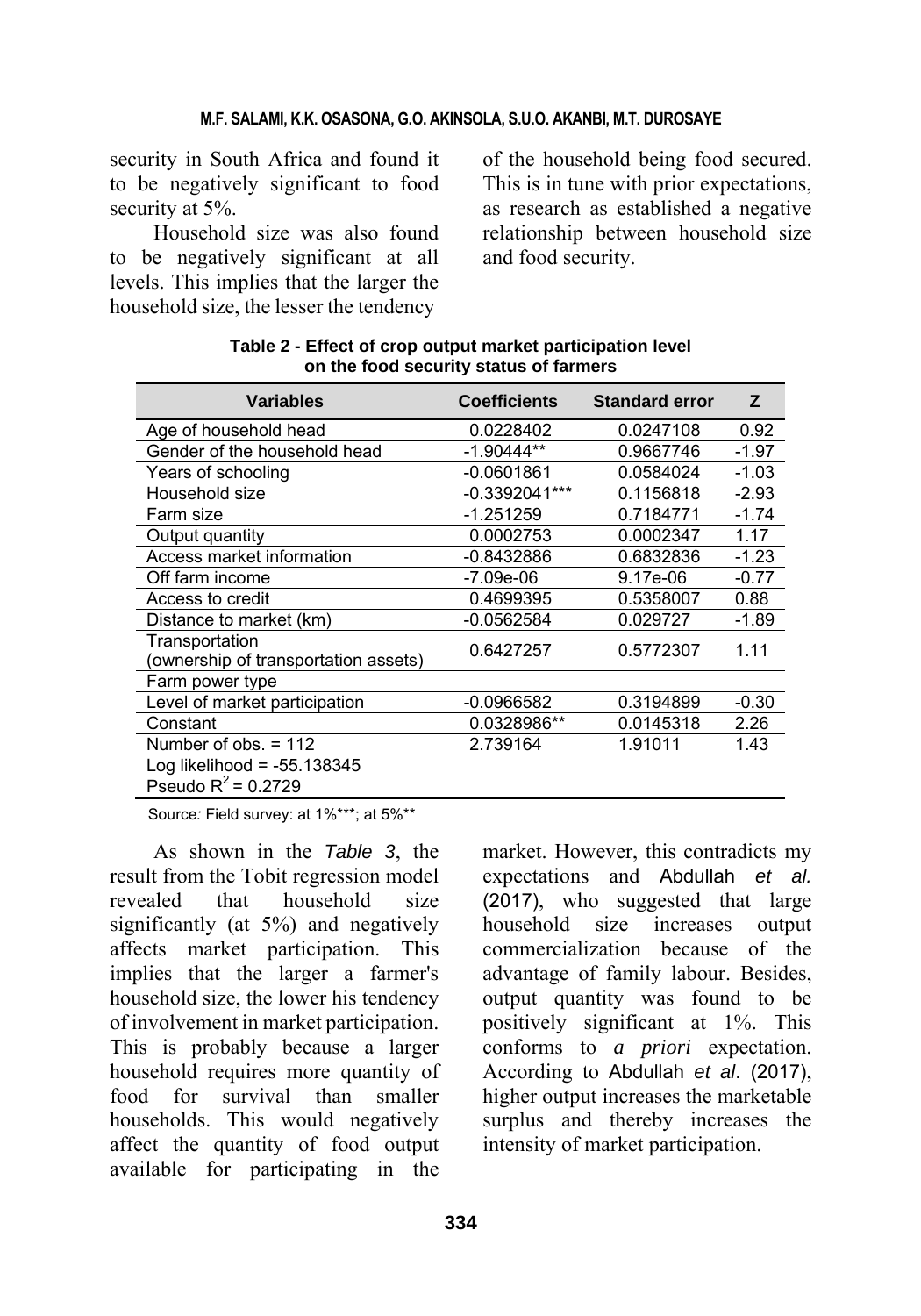security in South Africa and found it to be negatively significant to food security at 5%.

Household size was also found to be negatively significant at all levels. This implies that the larger the household size, the lesser the tendency of the household being food secured. This is in tune with prior expectations, as research as established a negative relationship between household size and food security.

**Table 2 - Effect of crop output market participation level on the food security status of farmers**

| Variables | Coefficients | Standard error | Z |
|---|---|---|---|
| Age of household head | 0.0228402 | 0.0247108 | 0.92 |
| Gender of the household head | -1.90444** | 0.9667746 | -1.97 |
| Years of schooling | -0.0601861 | 0.0584024 | -1.03 |
| Household size | -0.3392041*** | 0.1156818 | -2.93 |
| Farm size | -1.251259 | 0.7184771 | -1.74 |
| Output quantity | 0.0002753 | 0.0002347 | 1.17 |
| Access market information | -0.8432886 | 0.6832836 | -1.23 |
| Off farm income | -7.09e-06 | 9.17e-06 | -0.77 |
| Access to credit | 0.4699395 | 0.5358007 | 0.88 |
| Distance to market (km) | -0.0562584 | 0.029727 | -1.89 |
| Transportation (ownership of transportation assets) | 0.6427257 | 0.5772307 | 1.11 |
| Farm power type | | | |
| Level of market participation | -0.0966582 | 0.3194899 | -0.30 |
| Constant | 0.0328986** | 0.0145318 | 2.26 |
| Number of obs. = 112 | 2.739164 | 1.91011 | 1.43 |
| Log likelihood = -55.138345 | | | |
| Pseudo $R^2$ = 0.2729 | | | |

Source*:* Field survey: at 1%***; at 5%**

As shown in the *Table 3*, the result from the Tobit regression model revealed that household size significantly (at 5%) and negatively affects market participation. This implies that the larger a farmer's household size, the lower his tendency of involvement in market participation. This is probably because a larger household requires more quantity of food for survival than smaller households. This would negatively affect the quantity of food output available for participating in the market. However, this contradicts my expectations and Abdullah *et al.* (2017), who suggested that large household size increases output commercialization because of the advantage of family labour. Besides, output quantity was found to be positively significant at 1%. This conforms to *a priori* expectation. According to Abdullah *et al*. (2017), higher output increases the marketable surplus and thereby increases the intensity of market participation.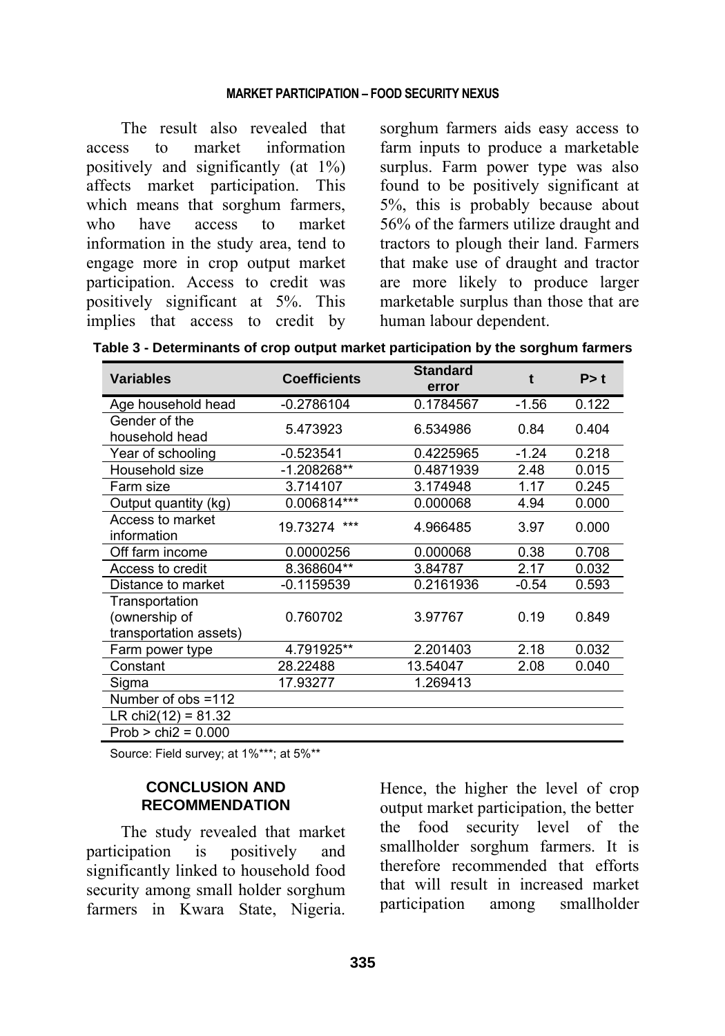The result also revealed that access to market information positively and significantly (at 1%) affects market participation. This which means that sorghum farmers, who have access to market information in the study area, tend to engage more in crop output market participation. Access to credit was positively significant at 5%. This implies that access to credit by sorghum farmers aids easy access to farm inputs to produce a marketable surplus. Farm power type was also found to be positively significant at 5%, this is probably because about 56% of the farmers utilize draught and tractors to plough their land. Farmers that make use of draught and tractor are more likely to produce larger marketable surplus than those that are human labour dependent.

**Table 3 - Determinants of crop output market participation by the sorghum farmers**

| Variables | Coefficients | Standard error | t | P> t |
|---|---|---|---|---|
| Age household head | -0.2786104 | 0.1784567 | -1.56 | 0.122 |
| Gender of the household head | 5.473923 | 6.534986 | 0.84 | 0.404 |
| Year of schooling | -0.523541 | 0.4225965 | -1.24 | 0.218 |
| Household size | -1.208268** | 0.4871939 | 2.48 | 0.015 |
| Farm size | 3.714107 | 3.174948 | 1.17 | 0.245 |
| Output quantity (kg) | 0.006814*** | 0.000068 | 4.94 | 0.000 |
| Access to market information | 19.73274 *** | 4.966485 | 3.97 | 0.000 |
| Off farm income | 0.0000256 | 0.000068 | 0.38 | 0.708 |
| Access to credit | 8.368604** | 3.84787 | 2.17 | 0.032 |
| Distance to market | -0.1159539 | 0.2161936 | -0.54 | 0.593 |
| Transportation (ownership of transportation assets) | 0.760702 | 3.97767 | 0.19 | 0.849 |
| Farm power type | 4.791925** | 2.201403 | 2.18 | 0.032 |
| Constant | 28.22488 | 13.54047 | 2.08 | 0.040 |
| Sigma | 17.93277 | 1.269413 | | |
| Number of obs =112 | | | | |
| LR chi2(12) = 81.32 | | | | |
| Prob > chi2 = 0.000 | | | | |

Source: Field survey; at 1%***; at 5%**

## CONCLUSION AND RECOMMENDATION

The study revealed that market participation is positively and significantly linked to household food security among small holder sorghum farmers in Kwara State, Nigeria. Hence, the higher the level of crop output market participation, the better the food security level of the smallholder sorghum farmers. It is therefore recommended that efforts that will result in increased market participation among smallholder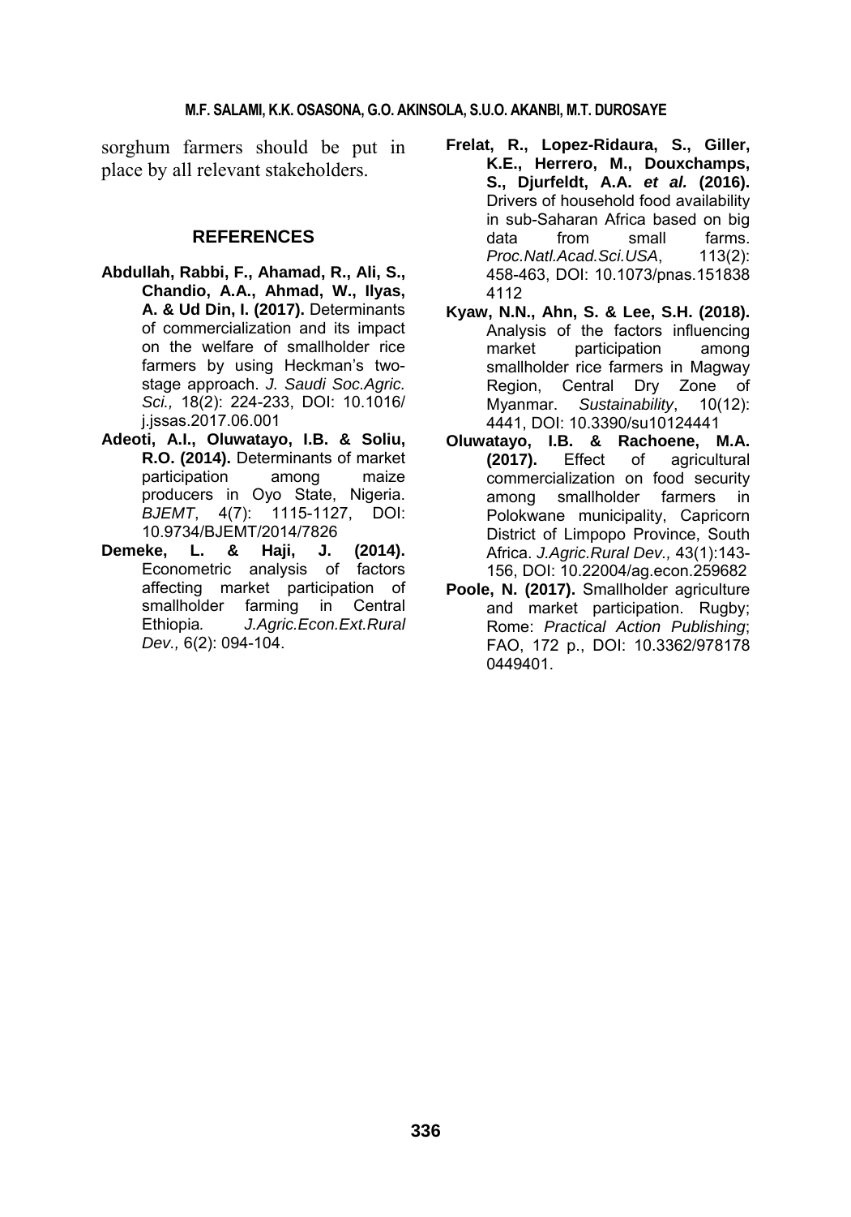sorghum farmers should be put in place by all relevant stakeholders.

## REFERENCES

**Abdullah, Rabbi, F., Ahamad, R., Ali, S., Chandio, A.A., Ahmad, W., Ilyas, A. & Ud Din, I. (2017).** Determinants of commercialization and its impact on the welfare of smallholder rice farmers by using Heckman's two-stage approach. *J. Saudi Soc.Agric. Sci.,* 18(2): 224-233, DOI: 10.1016/ j.jssas.2017.06.001

**Adeoti, A.I., Oluwatayo, I.B. & Soliu, R.O. (2014).** Determinants of market participation among maize producers in Oyo State, Nigeria. *BJEMT*, 4(7): 1115-1127, DOI: 10.9734/BJEMT/2014/7826

**Demeke, L. & Haji, J. (2014).** Econometric analysis of factors affecting market participation of smallholder farming in Central Ethiopia. *J.Agric.Econ.Ext.Rural Dev.,* 6(2): 094-104.

**Frelat, R., Lopez-Ridaura, S., Giller, K.E., Herrero, M., Douxchamps, S., Djurfeldt, A.A. *et al.* (2016).** Drivers of household food availability in sub-Saharan Africa based on big data from small farms. *Proc.Natl.Acad.Sci.USA*, 113(2): 458-463, DOI: 10.1073/pnas.151838 4112

**Kyaw, N.N., Ahn, S. & Lee, S.H. (2018).** Analysis of the factors influencing market participation among smallholder rice farmers in Magway Region, Central Dry Zone of Myanmar. *Sustainability*, 10(12): 4441, DOI: 10.3390/su10124441

**Oluwatayo, I.B. & Rachoene, M.A. (2017).** Effect of agricultural commercialization on food security among smallholder farmers in Polokwane municipality, Capricorn District of Limpopo Province, South Africa. *J.Agric.Rural Dev.,* 43(1):143-156, DOI: 10.22004/ag.econ.259682

**Poole, N. (2017).** Smallholder agriculture and market participation. Rugby; Rome: *Practical Action Publishing*; FAO, 172 p., DOI: 10.3362/978178 0449401.